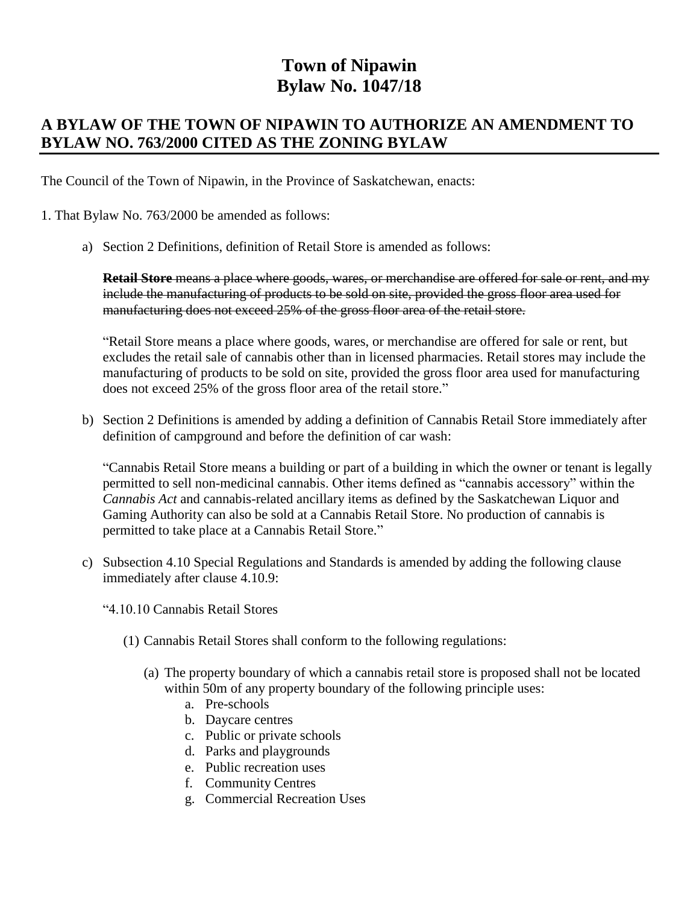# Town of Nipawin
# Bylaw No. 1047/18

## A BYLAW OF THE TOWN OF NIPAWIN TO AUTHORIZE AN AMENDMENT TO BYLAW NO. 763/2000 CITED AS THE ZONING BYLAW

The Council of the Town of Nipawin, in the Province of Saskatchewan, enacts:

1. That Bylaw No. 763/2000 be amended as follows:

   a) Section 2 Definitions, definition of Retail Store is amended as follows:

      ~~**Retail Store** means a place where goods, wares, or merchandise are offered for sale or rent, and my include the manufacturing of products to be sold on site, provided the gross floor area used for manufacturing does not exceed 25% of the gross floor area of the retail store.~~

      "Retail Store means a place where goods, wares, or merchandise are offered for sale or rent, but excludes the retail sale of cannabis other than in licensed pharmacies. Retail stores may include the manufacturing of products to be sold on site, provided the gross floor area used for manufacturing does not exceed 25% of the gross floor area of the retail store."

   b) Section 2 Definitions is amended by adding a definition of Cannabis Retail Store immediately after definition of campground and before the definition of car wash:

      "Cannabis Retail Store means a building or part of a building in which the owner or tenant is legally permitted to sell non-medicinal cannabis. Other items defined as "cannabis accessory" within the *Cannabis Act* and cannabis-related ancillary items as defined by the Saskatchewan Liquor and Gaming Authority can also be sold at a Cannabis Retail Store. No production of cannabis is permitted to take place at a Cannabis Retail Store."

   c) Subsection 4.10 Special Regulations and Standards is amended by adding the following clause immediately after clause 4.10.9:

      "4.10.10 Cannabis Retail Stores

      (1) Cannabis Retail Stores shall conform to the following regulations:

         (a) The property boundary of which a cannabis retail store is proposed shall not be located within 50m of any property boundary of the following principle uses:
            a. Pre-schools
            b. Daycare centres
            c. Public or private schools
            d. Parks and playgrounds
            e. Public recreation uses
            f. Community Centres
            g. Commercial Recreation Uses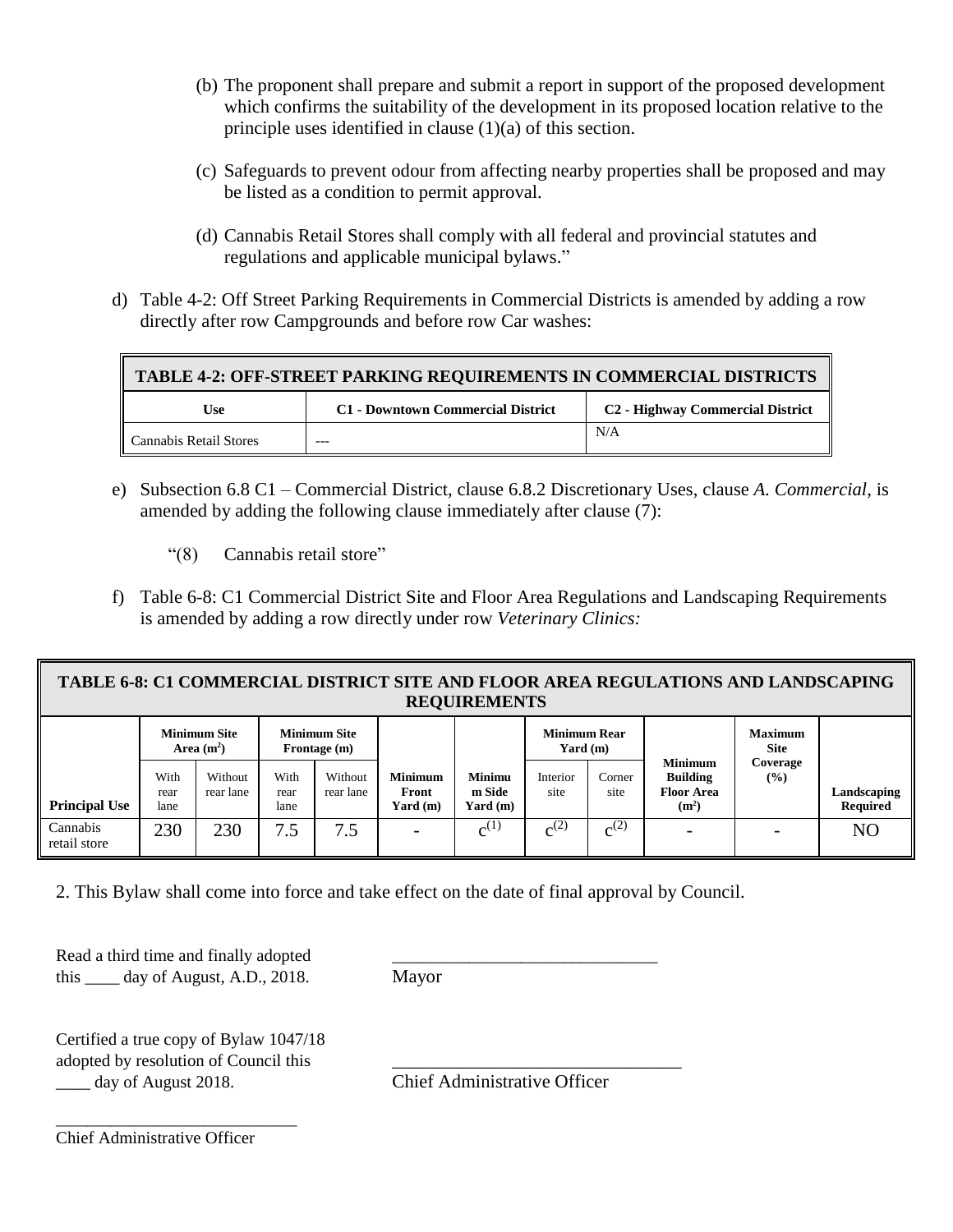(b) The proponent shall prepare and submit a report in support of the proposed development which confirms the suitability of the development in its proposed location relative to the principle uses identified in clause (1)(a) of this section.

(c) Safeguards to prevent odour from affecting nearby properties shall be proposed and may be listed as a condition to permit approval.

(d) Cannabis Retail Stores shall comply with all federal and provincial statutes and regulations and applicable municipal bylaws."

d) Table 4-2: Off Street Parking Requirements in Commercial Districts is amended by adding a row directly after row Campgrounds and before row Car washes:

| TABLE 4-2: OFF-STREET PARKING REQUIREMENTS IN COMMERCIAL DISTRICTS | | |
|---|---|---|
| **Use** | **C1 - Downtown Commercial District** | **C2 - Highway Commercial District** |
| Cannabis Retail Stores | --- | N/A |

e) Subsection 6.8 C1 – Commercial District, clause 6.8.2 Discretionary Uses, clause *A. Commercial*, is amended by adding the following clause immediately after clause (7):

"(8) Cannabis retail store"

f) Table 6-8: C1 Commercial District Site and Floor Area Regulations and Landscaping Requirements is amended by adding a row directly under row *Veterinary Clinics:*

| TABLE 6-8: C1 COMMERCIAL DISTRICT SITE AND FLOOR AREA REGULATIONS AND LANDSCAPING REQUIREMENTS | | | | | | | | | | | |
|---|---|---|---|---|---|---|---|---|---|---|---|
| | **Minimum Site Area ($m^2$)** | | **Minimum Site Frontage (m)** | | | | **Minimum Rear Yard (m)** | | | **Maximum Site Coverage (%)** | |
| **Principal Use** | With rear lane | Without rear lane | With rear lane | Without rear lane | **Minimum Front Yard (m)** | **Minimum Side Yard (m)** | Interior site | Corner site | **Minimum Building Floor Area ($m^2$)** | | **Landscaping Required** |
| Cannabis retail store | 230 | 230 | 7.5 | 7.5 | - | c(1) | c(2) | c(2) | - | - | NO |

2. This Bylaw shall come into force and take effect on the date of final approval by Council.

Read a third time and finally adopted this ____ day of August, A.D., 2018.

______________________________
Mayor

Certified a true copy of Bylaw 1047/18 adopted by resolution of Council this ____ day of August 2018.

______________________________
Chief Administrative Officer

______________________________
Chief Administrative Officer